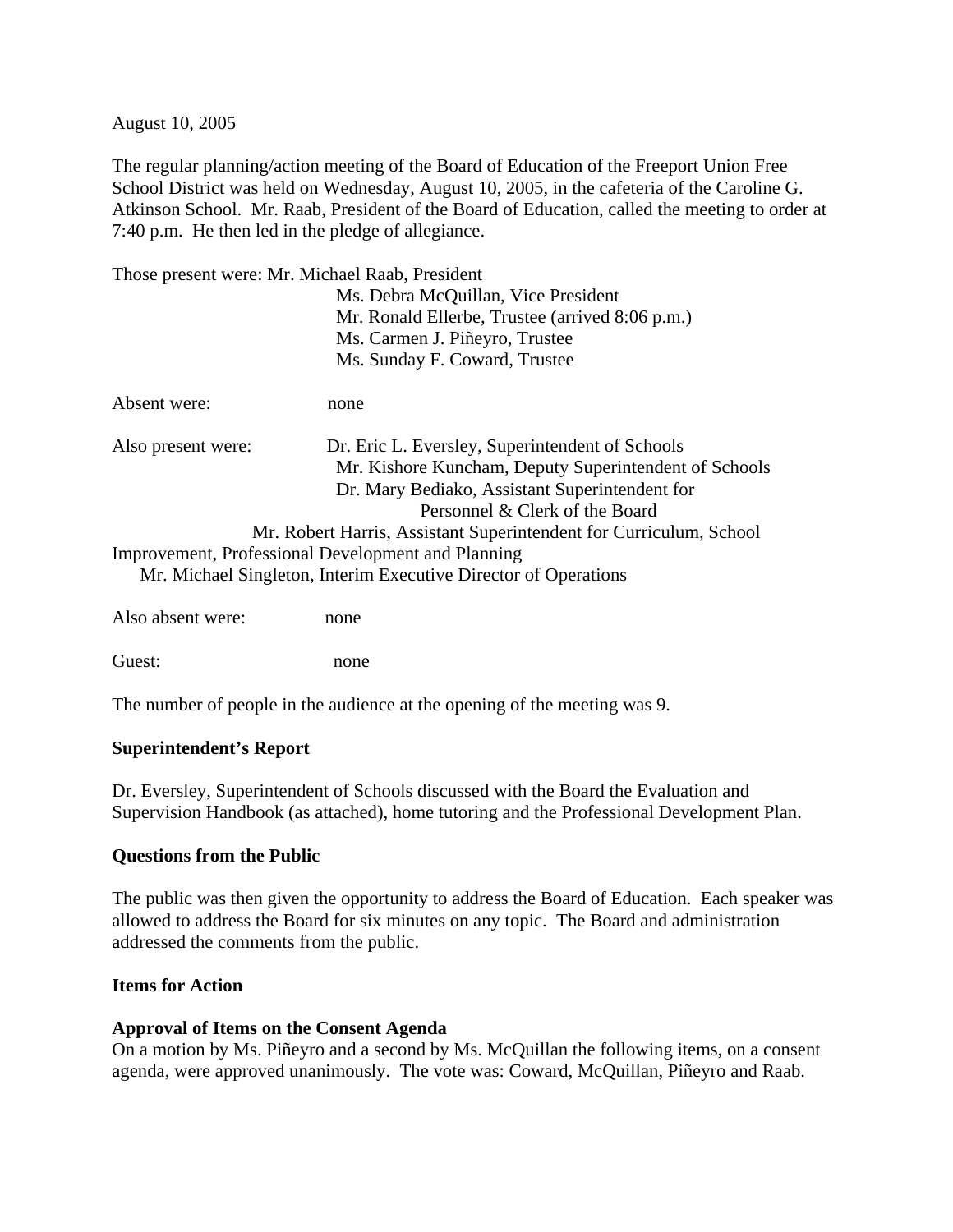August 10, 2005

The regular planning/action meeting of the Board of Education of the Freeport Union Free School District was held on Wednesday, August 10, 2005, in the cafeteria of the Caroline G. Atkinson School. Mr. Raab, President of the Board of Education, called the meeting to order at 7:40 p.m. He then led in the pledge of allegiance.

Those present were: Mr. Michael Raab, President
Ms. Debra McQuillan, Vice President
Mr. Ronald Ellerbe, Trustee (arrived 8:06 p.m.)
Ms. Carmen J. Piñeyro, Trustee
Ms. Sunday F. Coward, Trustee

Absent were: none

Also present were: Dr. Eric L. Eversley, Superintendent of Schools
Mr. Kishore Kuncham, Deputy Superintendent of Schools
Dr. Mary Bediako, Assistant Superintendent for Personnel & Clerk of the Board
Mr. Robert Harris, Assistant Superintendent for Curriculum, School Improvement, Professional Development and Planning
Mr. Michael Singleton, Interim Executive Director of Operations

Also absent were: none

Guest: none

The number of people in the audience at the opening of the meeting was 9.

**Superintendent's Report**

Dr. Eversley, Superintendent of Schools discussed with the Board the Evaluation and Supervision Handbook (as attached), home tutoring and the Professional Development Plan.

**Questions from the Public**

The public was then given the opportunity to address the Board of Education. Each speaker was allowed to address the Board for six minutes on any topic. The Board and administration addressed the comments from the public.

**Items for Action**

**Approval of Items on the Consent Agenda**
On a motion by Ms. Piñeyro and a second by Ms. McQuillan the following items, on a consent agenda, were approved unanimously. The vote was: Coward, McQuillan, Piñeyro and Raab.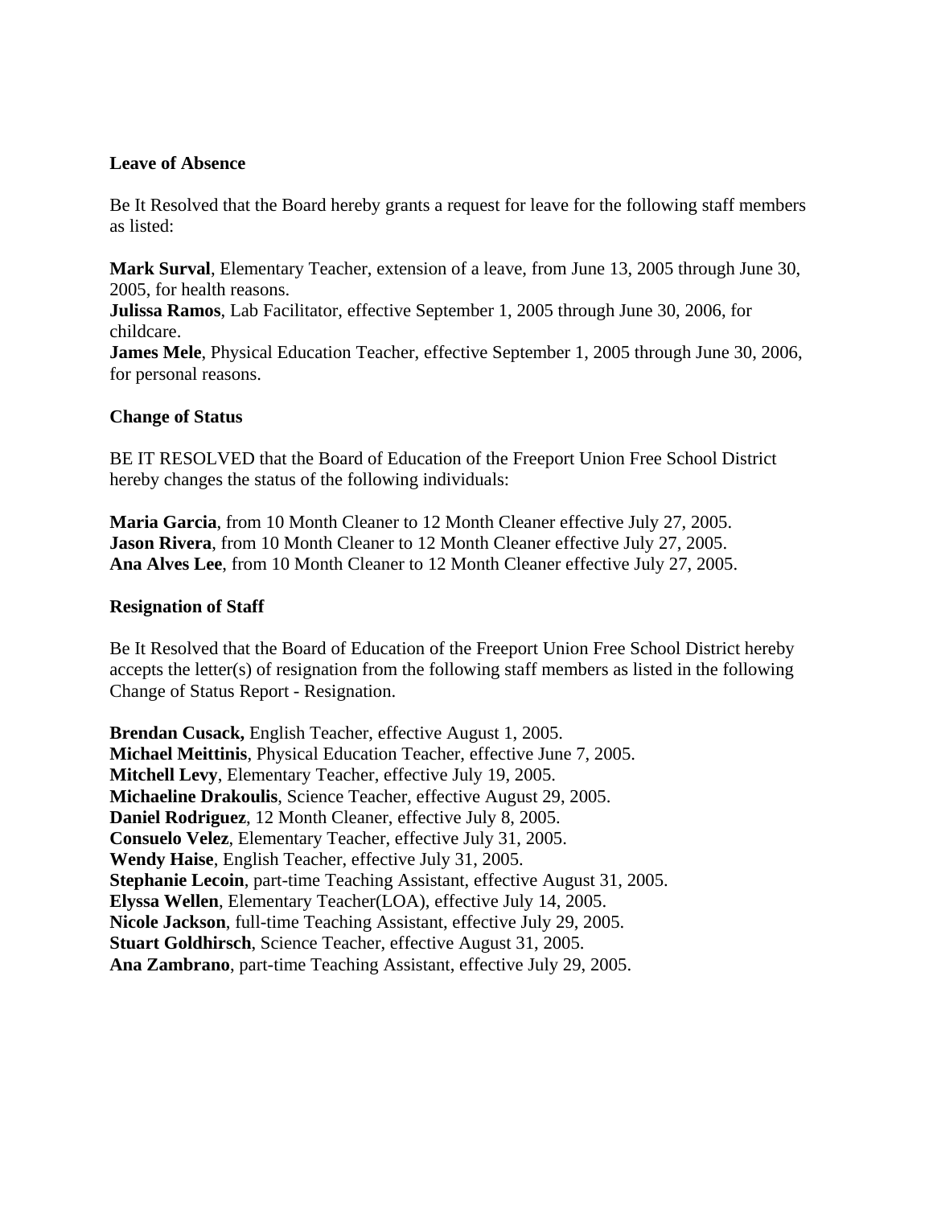**Leave of Absence**

Be It Resolved that the Board hereby grants a request for leave for the following staff members as listed:

**Mark Surval**, Elementary Teacher, extension of a leave, from June 13, 2005 through June 30, 2005, for health reasons.
**Julissa Ramos**, Lab Facilitator, effective September 1, 2005 through June 30, 2006, for childcare.
**James Mele**, Physical Education Teacher, effective September 1, 2005 through June 30, 2006, for personal reasons.

**Change of Status**

BE IT RESOLVED that the Board of Education of the Freeport Union Free School District hereby changes the status of the following individuals:

**Maria Garcia**, from 10 Month Cleaner to 12 Month Cleaner effective July 27, 2005.
**Jason Rivera**, from 10 Month Cleaner to 12 Month Cleaner effective July 27, 2005.
**Ana Alves Lee**, from 10 Month Cleaner to 12 Month Cleaner effective July 27, 2005.

**Resignation of Staff**

Be It Resolved that the Board of Education of the Freeport Union Free School District hereby accepts the letter(s) of resignation from the following staff members as listed in the following Change of Status Report - Resignation.

**Brendan Cusack,** English Teacher, effective August 1, 2005.
**Michael Meittinis**, Physical Education Teacher, effective June 7, 2005.
**Mitchell Levy**, Elementary Teacher, effective July 19, 2005.
**Michaeline Drakoulis**, Science Teacher, effective August 29, 2005.
**Daniel Rodriguez**, 12 Month Cleaner, effective July 8, 2005.
**Consuelo Velez**, Elementary Teacher, effective July 31, 2005.
**Wendy Haise**, English Teacher, effective July 31, 2005.
**Stephanie Lecoin**, part-time Teaching Assistant, effective August 31, 2005.
**Elyssa Wellen**, Elementary Teacher(LOA), effective July 14, 2005.
**Nicole Jackson**, full-time Teaching Assistant, effective July 29, 2005.
**Stuart Goldhirsch**, Science Teacher, effective August 31, 2005.
**Ana Zambrano**, part-time Teaching Assistant, effective July 29, 2005.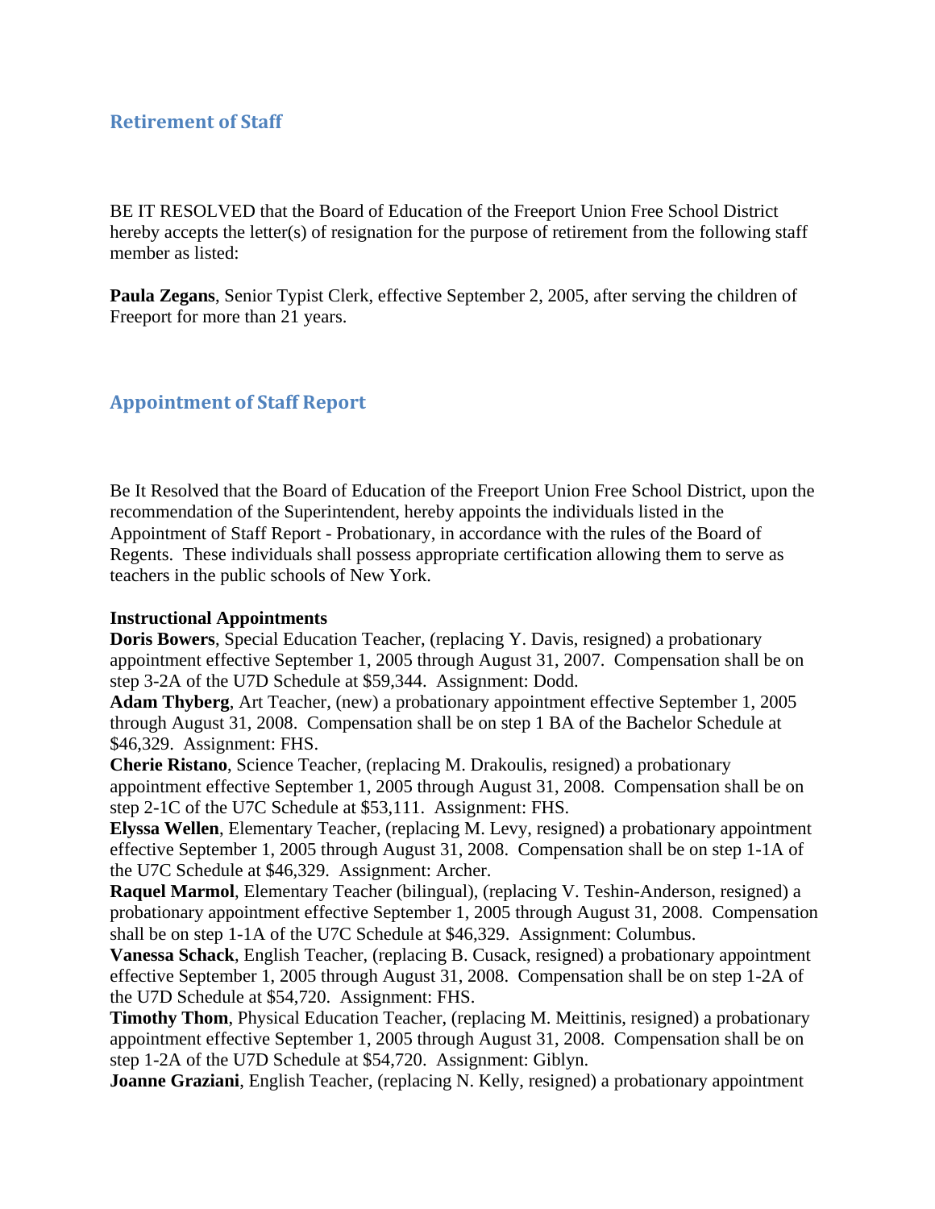## Retirement of Staff

BE IT RESOLVED that the Board of Education of the Freeport Union Free School District hereby accepts the letter(s) of resignation for the purpose of retirement from the following staff member as listed:

**Paula Zegans**, Senior Typist Clerk, effective September 2, 2005, after serving the children of Freeport for more than 21 years.

## Appointment of Staff Report

Be It Resolved that the Board of Education of the Freeport Union Free School District, upon the recommendation of the Superintendent, hereby appoints the individuals listed in the Appointment of Staff Report - Probationary, in accordance with the rules of the Board of Regents. These individuals shall possess appropriate certification allowing them to serve as teachers in the public schools of New York.

**Instructional Appointments**
**Doris Bowers**, Special Education Teacher, (replacing Y. Davis, resigned) a probationary appointment effective September 1, 2005 through August 31, 2007. Compensation shall be on step 3-2A of the U7D Schedule at $59,344. Assignment: Dodd.
**Adam Thyberg**, Art Teacher, (new) a probationary appointment effective September 1, 2005 through August 31, 2008. Compensation shall be on step 1 BA of the Bachelor Schedule at $46,329. Assignment: FHS.
**Cherie Ristano**, Science Teacher, (replacing M. Drakoulis, resigned) a probationary appointment effective September 1, 2005 through August 31, 2008. Compensation shall be on step 2-1C of the U7C Schedule at $53,111. Assignment: FHS.
**Elyssa Wellen**, Elementary Teacher, (replacing M. Levy, resigned) a probationary appointment effective September 1, 2005 through August 31, 2008. Compensation shall be on step 1-1A of the U7C Schedule at $46,329. Assignment: Archer.
**Raquel Marmol**, Elementary Teacher (bilingual), (replacing V. Teshin-Anderson, resigned) a probationary appointment effective September 1, 2005 through August 31, 2008. Compensation shall be on step 1-1A of the U7C Schedule at $46,329. Assignment: Columbus.
**Vanessa Schack**, English Teacher, (replacing B. Cusack, resigned) a probationary appointment effective September 1, 2005 through August 31, 2008. Compensation shall be on step 1-2A of the U7D Schedule at $54,720. Assignment: FHS.
**Timothy Thom**, Physical Education Teacher, (replacing M. Meittinis, resigned) a probationary appointment effective September 1, 2005 through August 31, 2008. Compensation shall be on step 1-2A of the U7D Schedule at $54,720. Assignment: Giblyn.
**Joanne Graziani**, English Teacher, (replacing N. Kelly, resigned) a probationary appointment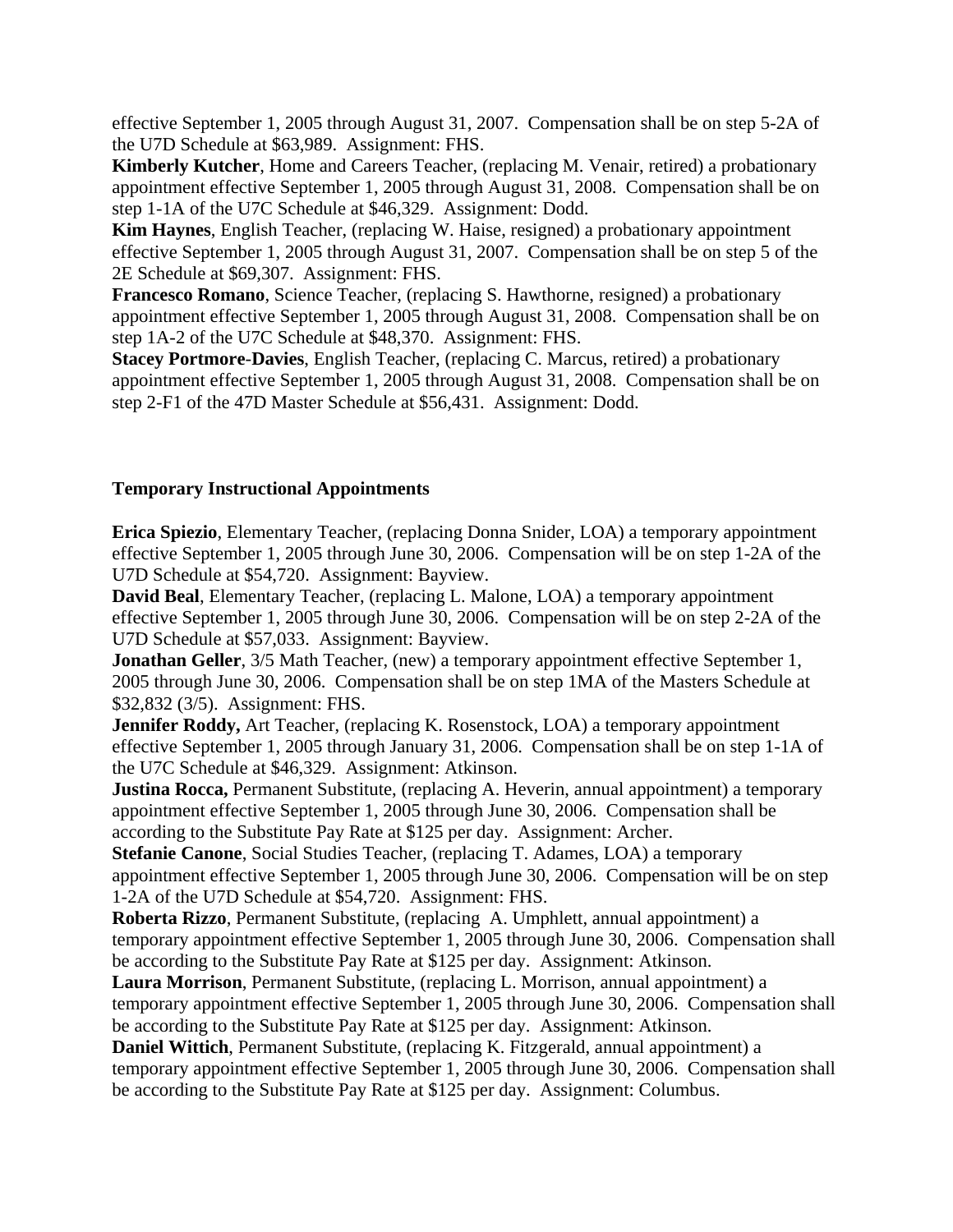effective September 1, 2005 through August 31, 2007. Compensation shall be on step 5-2A of the U7D Schedule at $63,989. Assignment: FHS.

**Kimberly Kutcher**, Home and Careers Teacher, (replacing M. Venair, retired) a probationary appointment effective September 1, 2005 through August 31, 2008. Compensation shall be on step 1-1A of the U7C Schedule at $46,329. Assignment: Dodd.

**Kim Haynes**, English Teacher, (replacing W. Haise, resigned) a probationary appointment effective September 1, 2005 through August 31, 2007. Compensation shall be on step 5 of the 2E Schedule at $69,307. Assignment: FHS.

**Francesco Romano**, Science Teacher, (replacing S. Hawthorne, resigned) a probationary appointment effective September 1, 2005 through August 31, 2008. Compensation shall be on step 1A-2 of the U7C Schedule at $48,370. Assignment: FHS.

**Stacey Portmore-Davies**, English Teacher, (replacing C. Marcus, retired) a probationary appointment effective September 1, 2005 through August 31, 2008. Compensation shall be on step 2-F1 of the 47D Master Schedule at $56,431. Assignment: Dodd.

**Temporary Instructional Appointments**

**Erica Spiezio**, Elementary Teacher, (replacing Donna Snider, LOA) a temporary appointment effective September 1, 2005 through June 30, 2006. Compensation will be on step 1-2A of the U7D Schedule at $54,720. Assignment: Bayview.

**David Beal**, Elementary Teacher, (replacing L. Malone, LOA) a temporary appointment effective September 1, 2005 through June 30, 2006. Compensation will be on step 2-2A of the U7D Schedule at $57,033. Assignment: Bayview.

**Jonathan Geller**, 3/5 Math Teacher, (new) a temporary appointment effective September 1, 2005 through June 30, 2006. Compensation shall be on step 1MA of the Masters Schedule at $32,832 (3/5). Assignment: FHS.

**Jennifer Roddy,** Art Teacher, (replacing K. Rosenstock, LOA) a temporary appointment effective September 1, 2005 through January 31, 2006. Compensation shall be on step 1-1A of the U7C Schedule at $46,329. Assignment: Atkinson.

**Justina Rocca,** Permanent Substitute, (replacing A. Heverin, annual appointment) a temporary appointment effective September 1, 2005 through June 30, 2006. Compensation shall be according to the Substitute Pay Rate at $125 per day. Assignment: Archer.

**Stefanie Canone**, Social Studies Teacher, (replacing T. Adames, LOA) a temporary appointment effective September 1, 2005 through June 30, 2006. Compensation will be on step 1-2A of the U7D Schedule at $54,720. Assignment: FHS.

**Roberta Rizzo**, Permanent Substitute, (replacing A. Umphlett, annual appointment) a temporary appointment effective September 1, 2005 through June 30, 2006. Compensation shall be according to the Substitute Pay Rate at $125 per day. Assignment: Atkinson.

**Laura Morrison**, Permanent Substitute, (replacing L. Morrison, annual appointment) a temporary appointment effective September 1, 2005 through June 30, 2006. Compensation shall be according to the Substitute Pay Rate at $125 per day. Assignment: Atkinson.

**Daniel Wittich**, Permanent Substitute, (replacing K. Fitzgerald, annual appointment) a temporary appointment effective September 1, 2005 through June 30, 2006. Compensation shall be according to the Substitute Pay Rate at $125 per day. Assignment: Columbus.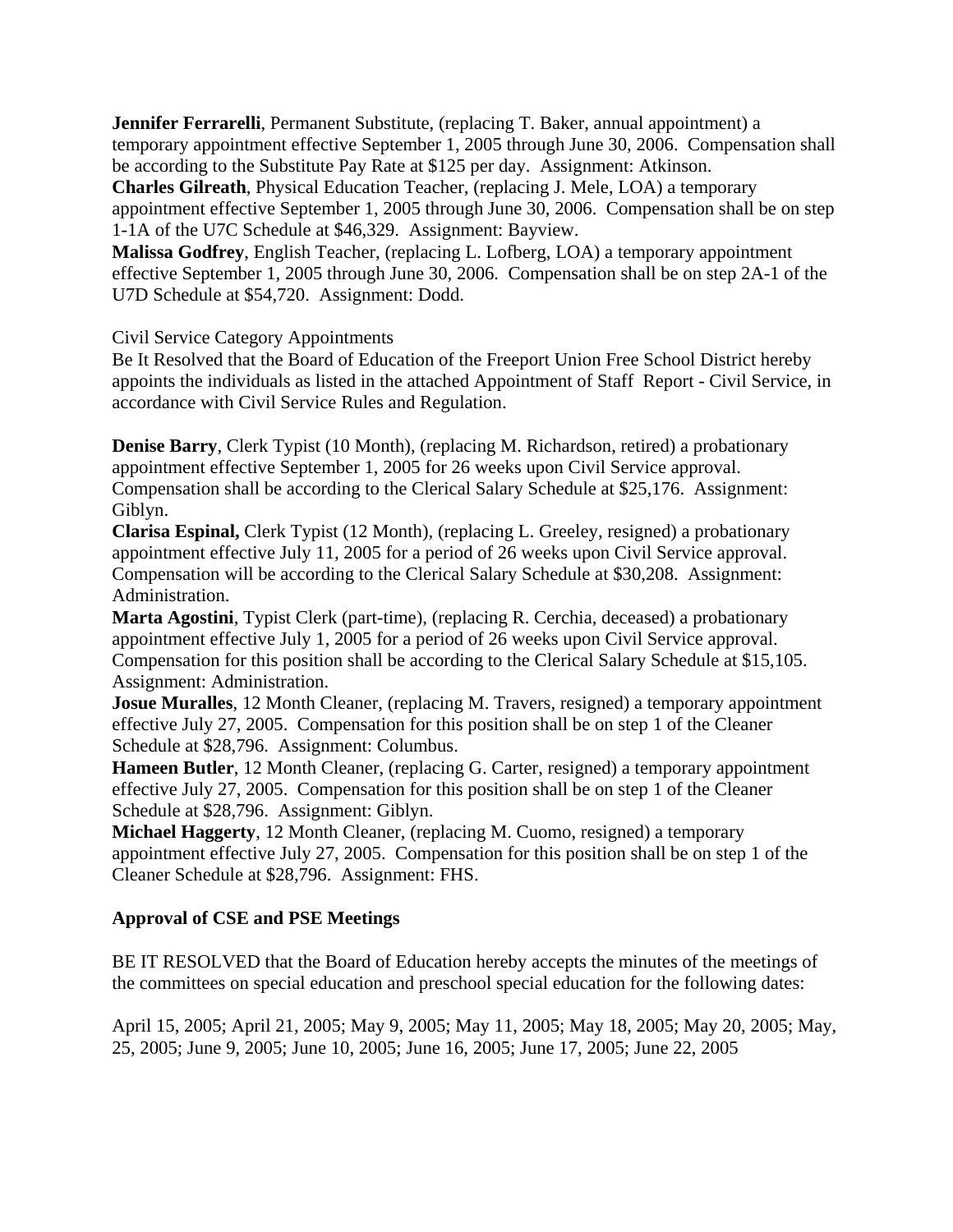**Jennifer Ferrarelli**, Permanent Substitute, (replacing T. Baker, annual appointment) a temporary appointment effective September 1, 2005 through June 30, 2006. Compensation shall be according to the Substitute Pay Rate at $125 per day. Assignment: Atkinson.
**Charles Gilreath**, Physical Education Teacher, (replacing J. Mele, LOA) a temporary appointment effective September 1, 2005 through June 30, 2006. Compensation shall be on step 1-1A of the U7C Schedule at $46,329. Assignment: Bayview.
**Malissa Godfrey**, English Teacher, (replacing L. Lofberg, LOA) a temporary appointment effective September 1, 2005 through June 30, 2006. Compensation shall be on step 2A-1 of the U7D Schedule at $54,720. Assignment: Dodd.

Civil Service Category Appointments
Be It Resolved that the Board of Education of the Freeport Union Free School District hereby appoints the individuals as listed in the attached Appointment of Staff Report - Civil Service, in accordance with Civil Service Rules and Regulation.

**Denise Barry**, Clerk Typist (10 Month), (replacing M. Richardson, retired) a probationary appointment effective September 1, 2005 for 26 weeks upon Civil Service approval. Compensation shall be according to the Clerical Salary Schedule at $25,176. Assignment: Giblyn.
**Clarisa Espinal,** Clerk Typist (12 Month), (replacing L. Greeley, resigned) a probationary appointment effective July 11, 2005 for a period of 26 weeks upon Civil Service approval. Compensation will be according to the Clerical Salary Schedule at $30,208. Assignment: Administration.
**Marta Agostini**, Typist Clerk (part-time), (replacing R. Cerchia, deceased) a probationary appointment effective July 1, 2005 for a period of 26 weeks upon Civil Service approval. Compensation for this position shall be according to the Clerical Salary Schedule at $15,105. Assignment: Administration.
**Josue Muralles**, 12 Month Cleaner, (replacing M. Travers, resigned) a temporary appointment effective July 27, 2005. Compensation for this position shall be on step 1 of the Cleaner Schedule at $28,796. Assignment: Columbus.
**Hameen Butler**, 12 Month Cleaner, (replacing G. Carter, resigned) a temporary appointment effective July 27, 2005. Compensation for this position shall be on step 1 of the Cleaner Schedule at $28,796. Assignment: Giblyn.
**Michael Haggerty**, 12 Month Cleaner, (replacing M. Cuomo, resigned) a temporary appointment effective July 27, 2005. Compensation for this position shall be on step 1 of the Cleaner Schedule at $28,796. Assignment: FHS.

**Approval of CSE and PSE Meetings**

BE IT RESOLVED that the Board of Education hereby accepts the minutes of the meetings of the committees on special education and preschool special education for the following dates:

April 15, 2005; April 21, 2005; May 9, 2005; May 11, 2005; May 18, 2005; May 20, 2005; May, 25, 2005; June 9, 2005; June 10, 2005; June 16, 2005; June 17, 2005; June 22, 2005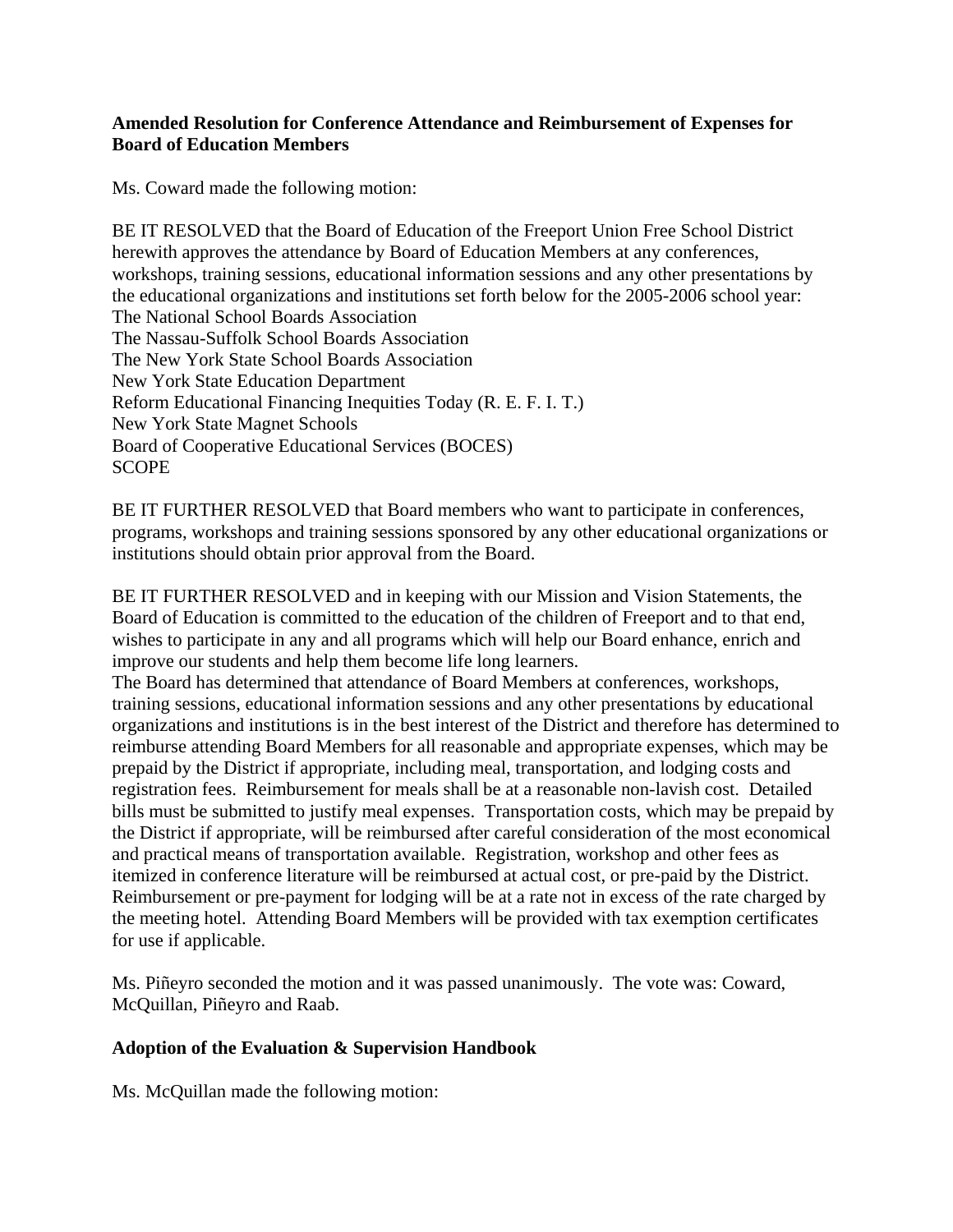**Amended Resolution for Conference Attendance and Reimbursement of Expenses for Board of Education Members**

Ms. Coward made the following motion:

BE IT RESOLVED that the Board of Education of the Freeport Union Free School District herewith approves the attendance by Board of Education Members at any conferences, workshops, training sessions, educational information sessions and any other presentations by the educational organizations and institutions set forth below for the 2005-2006 school year:
The National School Boards Association
The Nassau-Suffolk School Boards Association
The New York State School Boards Association
New York State Education Department
Reform Educational Financing Inequities Today (R. E. F. I. T.)
New York State Magnet Schools
Board of Cooperative Educational Services (BOCES)
SCOPE

BE IT FURTHER RESOLVED that Board members who want to participate in conferences, programs, workshops and training sessions sponsored by any other educational organizations or institutions should obtain prior approval from the Board.

BE IT FURTHER RESOLVED and in keeping with our Mission and Vision Statements, the Board of Education is committed to the education of the children of Freeport and to that end, wishes to participate in any and all programs which will help our Board enhance, enrich and improve our students and help them become life long learners.
The Board has determined that attendance of Board Members at conferences, workshops, training sessions, educational information sessions and any other presentations by educational organizations and institutions is in the best interest of the District and therefore has determined to reimburse attending Board Members for all reasonable and appropriate expenses, which may be prepaid by the District if appropriate, including meal, transportation, and lodging costs and registration fees. Reimbursement for meals shall be at a reasonable non-lavish cost. Detailed bills must be submitted to justify meal expenses. Transportation costs, which may be prepaid by the District if appropriate, will be reimbursed after careful consideration of the most economical and practical means of transportation available. Registration, workshop and other fees as itemized in conference literature will be reimbursed at actual cost, or pre-paid by the District. Reimbursement or pre-payment for lodging will be at a rate not in excess of the rate charged by the meeting hotel. Attending Board Members will be provided with tax exemption certificates for use if applicable.

Ms. Piñeyro seconded the motion and it was passed unanimously. The vote was: Coward, McQuillan, Piñeyro and Raab.

**Adoption of the Evaluation & Supervision Handbook**

Ms. McQuillan made the following motion: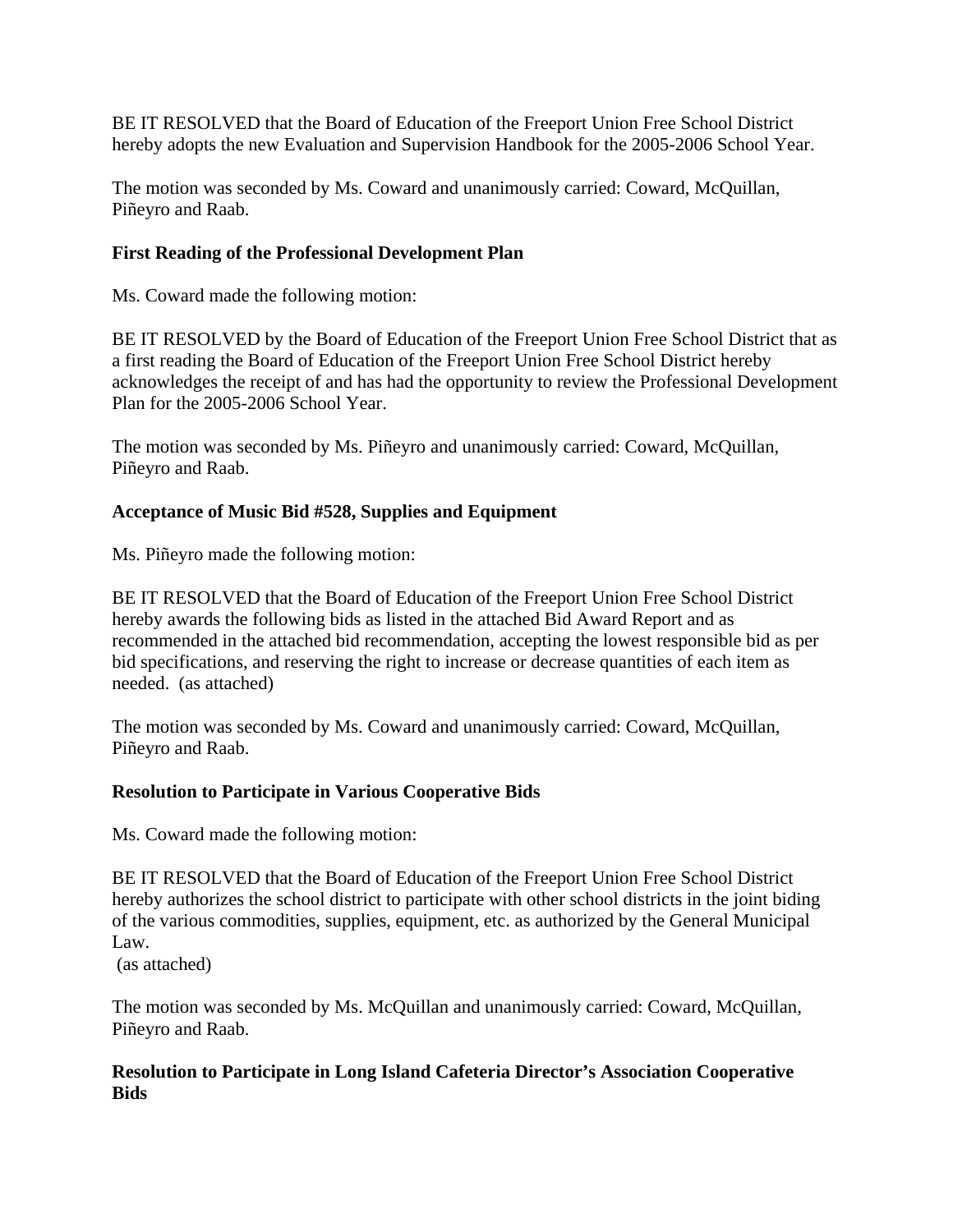BE IT RESOLVED that the Board of Education of the Freeport Union Free School District hereby adopts the new Evaluation and Supervision Handbook for the 2005-2006 School Year.

The motion was seconded by Ms. Coward and unanimously carried: Coward, McQuillan, Piñeyro and Raab.

**First Reading of the Professional Development Plan**

Ms. Coward made the following motion:

BE IT RESOLVED by the Board of Education of the Freeport Union Free School District that as a first reading the Board of Education of the Freeport Union Free School District hereby acknowledges the receipt of and has had the opportunity to review the Professional Development Plan for the 2005-2006 School Year.

The motion was seconded by Ms. Piñeyro and unanimously carried: Coward, McQuillan, Piñeyro and Raab.

**Acceptance of Music Bid #528, Supplies and Equipment**

Ms. Piñeyro made the following motion:

BE IT RESOLVED that the Board of Education of the Freeport Union Free School District hereby awards the following bids as listed in the attached Bid Award Report and as recommended in the attached bid recommendation, accepting the lowest responsible bid as per bid specifications, and reserving the right to increase or decrease quantities of each item as needed. (as attached)

The motion was seconded by Ms. Coward and unanimously carried: Coward, McQuillan, Piñeyro and Raab.

**Resolution to Participate in Various Cooperative Bids**

Ms. Coward made the following motion:

BE IT RESOLVED that the Board of Education of the Freeport Union Free School District hereby authorizes the school district to participate with other school districts in the joint biding of the various commodities, supplies, equipment, etc. as authorized by the General Municipal Law.
(as attached)

The motion was seconded by Ms. McQuillan and unanimously carried: Coward, McQuillan, Piñeyro and Raab.

**Resolution to Participate in Long Island Cafeteria Director's Association Cooperative Bids**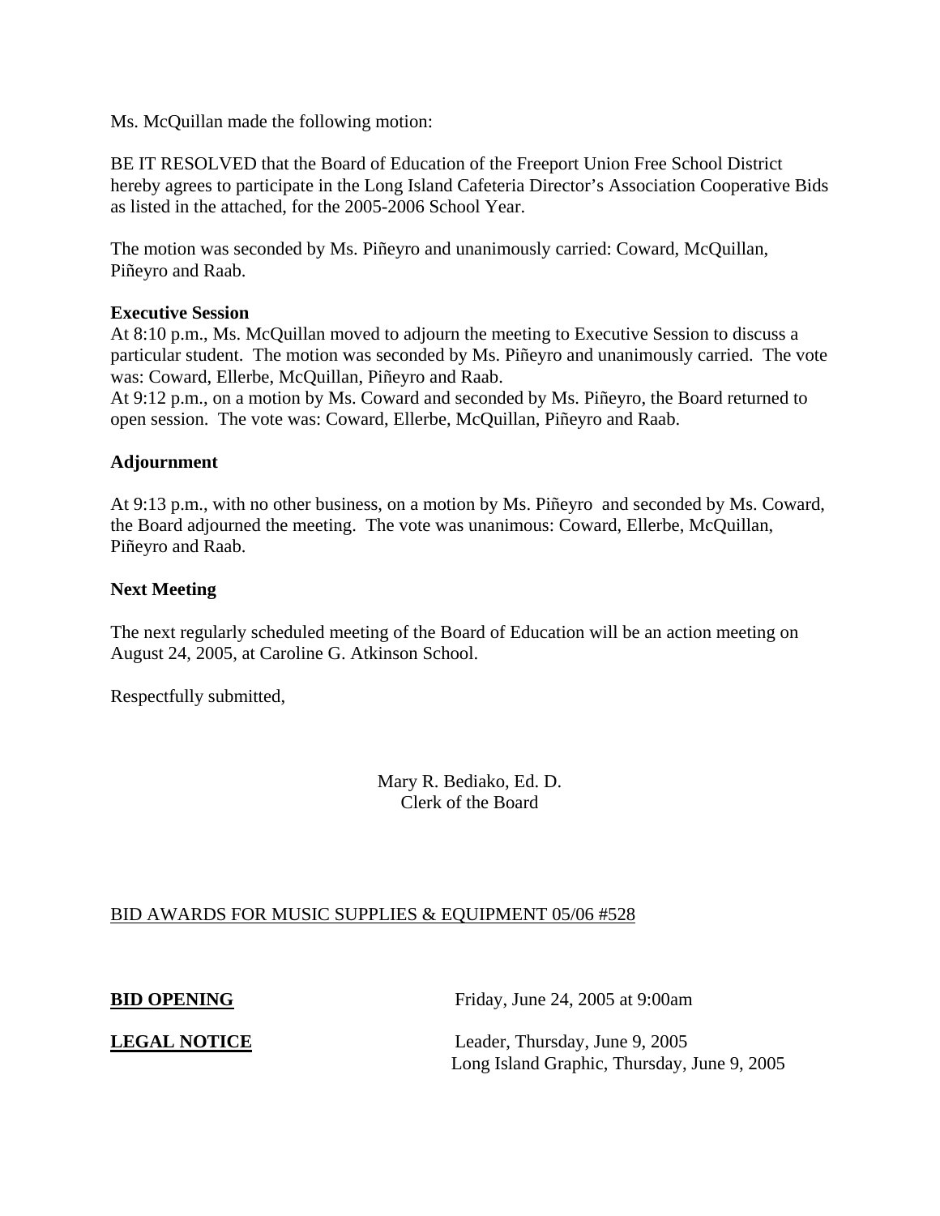Ms. McQuillan made the following motion:

BE IT RESOLVED that the Board of Education of the Freeport Union Free School District hereby agrees to participate in the Long Island Cafeteria Director's Association Cooperative Bids as listed in the attached, for the 2005-2006 School Year.

The motion was seconded by Ms. Piñeyro and unanimously carried: Coward, McQuillan, Piñeyro and Raab.

**Executive Session**

At 8:10 p.m., Ms. McQuillan moved to adjourn the meeting to Executive Session to discuss a particular student. The motion was seconded by Ms. Piñeyro and unanimously carried. The vote was: Coward, Ellerbe, McQuillan, Piñeyro and Raab.

At 9:12 p.m., on a motion by Ms. Coward and seconded by Ms. Piñeyro, the Board returned to open session. The vote was: Coward, Ellerbe, McQuillan, Piñeyro and Raab.

**Adjournment**

At 9:13 p.m., with no other business, on a motion by Ms. Piñeyro and seconded by Ms. Coward, the Board adjourned the meeting. The vote was unanimous: Coward, Ellerbe, McQuillan, Piñeyro and Raab.

**Next Meeting**

The next regularly scheduled meeting of the Board of Education will be an action meeting on August 24, 2005, at Caroline G. Atkinson School.

Respectfully submitted,

Mary R. Bediako, Ed. D.
Clerk of the Board

BID AWARDS FOR MUSIC SUPPLIES & EQUIPMENT 05/06 #528

**BID OPENING** Friday, June 24, 2005 at 9:00am

**LEGAL NOTICE** Leader, Thursday, June 9, 2005
Long Island Graphic, Thursday, June 9, 2005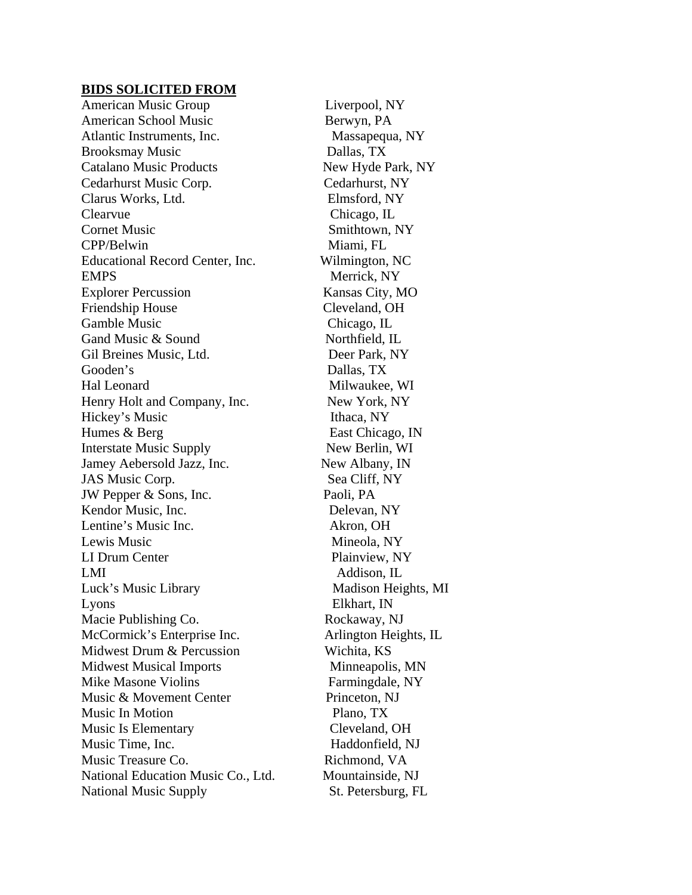**BIDS SOLICITED FROM**

| | |
|---|---|
| American Music Group | Liverpool, NY |
| American School Music | Berwyn, PA |
| Atlantic Instruments, Inc. | Massapequa, NY |
| Brooksmay Music | Dallas, TX |
| Catalano Music Products | New Hyde Park, NY |
| Cedarhurst Music Corp. | Cedarhurst, NY |
| Clarus Works, Ltd. | Elmsford, NY |
| Clearvue | Chicago, IL |
| Cornet Music | Smithtown, NY |
| CPP/Belwin | Miami, FL |
| Educational Record Center, Inc. | Wilmington, NC |
| EMPS | Merrick, NY |
| Explorer Percussion | Kansas City, MO |
| Friendship House | Cleveland, OH |
| Gamble Music | Chicago, IL |
| Gand Music & Sound | Northfield, IL |
| Gil Breines Music, Ltd. | Deer Park, NY |
| Gooden's | Dallas, TX |
| Hal Leonard | Milwaukee, WI |
| Henry Holt and Company, Inc. | New York, NY |
| Hickey's Music | Ithaca, NY |
| Humes & Berg | East Chicago, IN |
| Interstate Music Supply | New Berlin, WI |
| Jamey Aebersold Jazz, Inc. | New Albany, IN |
| JAS Music Corp. | Sea Cliff, NY |
| JW Pepper & Sons, Inc. | Paoli, PA |
| Kendor Music, Inc. | Delevan, NY |
| Lentine's Music Inc. | Akron, OH |
| Lewis Music | Mineola, NY |
| LI Drum Center | Plainview, NY |
| LMI | Addison, IL |
| Luck's Music Library | Madison Heights, MI |
| Lyons | Elkhart, IN |
| Macie Publishing Co. | Rockaway, NJ |
| McCormick's Enterprise Inc. | Arlington Heights, IL |
| Midwest Drum & Percussion | Wichita, KS |
| Midwest Musical Imports | Minneapolis, MN |
| Mike Masone Violins | Farmingdale, NY |
| Music & Movement Center | Princeton, NJ |
| Music In Motion | Plano, TX |
| Music Is Elementary | Cleveland, OH |
| Music Time, Inc. | Haddonfield, NJ |
| Music Treasure Co. | Richmond, VA |
| National Education Music Co., Ltd. | Mountainside, NJ |
| National Music Supply | St. Petersburg, FL |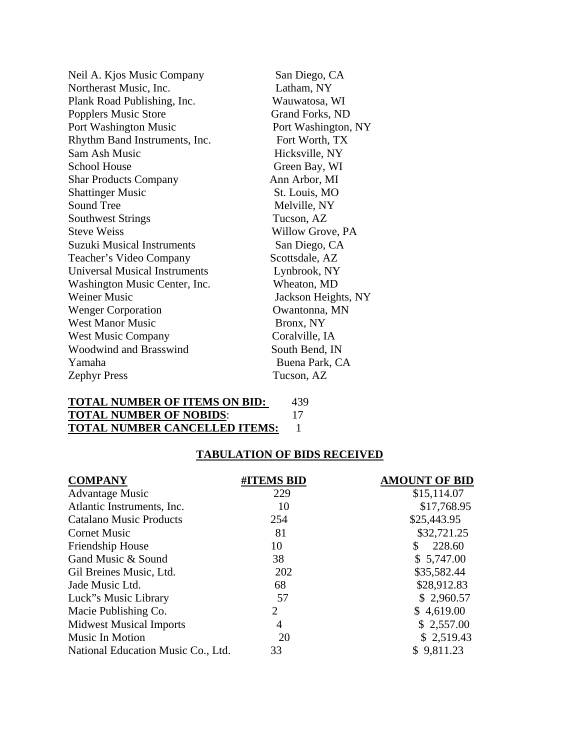| | |
|---|---|
| Neil A. Kjos Music Company | San Diego, CA |
| Northerast Music, Inc. | Latham, NY |
| Plank Road Publishing, Inc. | Wauwatosa, WI |
| Popplers Music Store | Grand Forks, ND |
| Port Washington Music | Port Washington, NY |
| Rhythm Band Instruments, Inc. | Fort Worth, TX |
| Sam Ash Music | Hicksville, NY |
| School House | Green Bay, WI |
| Shar Products Company | Ann Arbor, MI |
| Shattinger Music | St. Louis, MO |
| Sound Tree | Melville, NY |
| Southwest Strings | Tucson, AZ |
| Steve Weiss | Willow Grove, PA |
| Suzuki Musical Instruments | San Diego, CA |
| Teacher's Video Company | Scottsdale, AZ |
| Universal Musical Instruments | Lynbrook, NY |
| Washington Music Center, Inc. | Wheaton, MD |
| Weiner Music | Jackson Heights, NY |
| Wenger Corporation | Owantonna, MN |
| West Manor Music | Bronx, NY |
| West Music Company | Coralville, IA |
| Woodwind and Brasswind | South Bend, IN |
| Yamaha | Buena Park, CA |
| Zephyr Press | Tucson, AZ |

**TOTAL NUMBER OF ITEMS ON BID:** 439
**TOTAL NUMBER OF NOBIDS**: 17
**TOTAL NUMBER CANCELLED ITEMS:** 1

## TABULATION OF BIDS RECEIVED

| COMPANY | #ITEMS BID | AMOUNT OF BID |
|---|---|---|
| Advantage Music | 229 | $15,114.07 |
| Atlantic Instruments, Inc. | 10 | $17,768.95 |
| Catalano Music Products | 254 | $25,443.95 |
| Cornet Music | 81 | $32,721.25 |
| Friendship House | 10 | $ 228.60 |
| Gand Music & Sound | 38 | $ 5,747.00 |
| Gil Breines Music, Ltd. | 202 | $35,582.44 |
| Jade Music Ltd. | 68 | $28,912.83 |
| Luck"s Music Library | 57 | $ 2,960.57 |
| Macie Publishing Co. | 2 | $ 4,619.00 |
| Midwest Musical Imports | 4 | $ 2,557.00 |
| Music In Motion | 20 | $ 2,519.43 |
| National Education Music Co., Ltd. | 33 | $ 9,811.23 |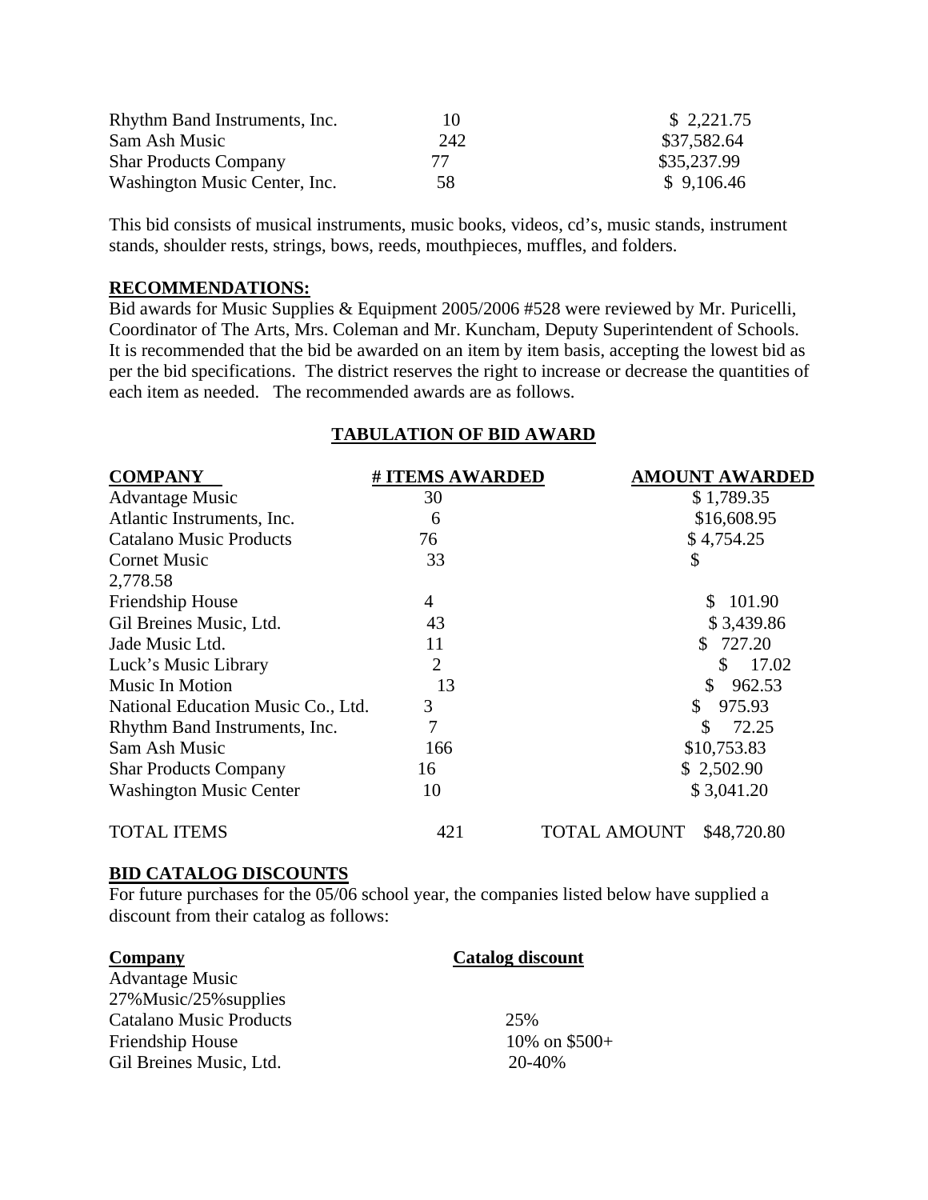| | | |
|---|---|---|
| Rhythm Band Instruments, Inc. | 10 | $ 2,221.75 |
| Sam Ash Music | 242 | $37,582.64 |
| Shar Products Company | 77 | $35,237.99 |
| Washington Music Center, Inc. | 58 | $ 9,106.46 |

This bid consists of musical instruments, music books, videos, cd's, music stands, instrument stands, shoulder rests, strings, bows, reeds, mouthpieces, muffles, and folders.

**RECOMMENDATIONS:**

Bid awards for Music Supplies & Equipment 2005/2006 #528 were reviewed by Mr. Puricelli, Coordinator of The Arts, Mrs. Coleman and Mr. Kuncham, Deputy Superintendent of Schools. It is recommended that the bid be awarded on an item by item basis, accepting the lowest bid as per the bid specifications. The district reserves the right to increase or decrease the quantities of each item as needed. The recommended awards are as follows.

**TABULATION OF BID AWARD**

| COMPANY | # ITEMS AWARDED | AMOUNT AWARDED |
|---|---|---|
| Advantage Music | 30 | $ 1,789.35 |
| Atlantic Instruments, Inc. | 6 | $16,608.95 |
| Catalano Music Products | 76 | $ 4,754.25 |
| Cornet Music | 33 | $ 2,778.58 |
| Friendship House | 4 | $ 101.90 |
| Gil Breines Music, Ltd. | 43 | $ 3,439.86 |
| Jade Music Ltd. | 11 | $ 727.20 |
| Luck's Music Library | 2 | $ 17.02 |
| Music In Motion | 13 | $ 962.53 |
| National Education Music Co., Ltd. | 3 | $ 975.93 |
| Rhythm Band Instruments, Inc. | 7 | $ 72.25 |
| Sam Ash Music | 166 | $10,753.83 |
| Shar Products Company | 16 | $ 2,502.90 |
| Washington Music Center | 10 | $ 3,041.20 |
| TOTAL ITEMS | 421 | TOTAL AMOUNT $48,720.80 |

**BID CATALOG DISCOUNTS**

For future purchases for the 05/06 school year, the companies listed below have supplied a discount from their catalog as follows:

| Company | Catalog discount |
|---|---|
| Advantage Music | 27%Music/25%supplies |
| Catalano Music Products | 25% |
| Friendship House | 10% on $500+ |
| Gil Breines Music, Ltd. | 20-40% |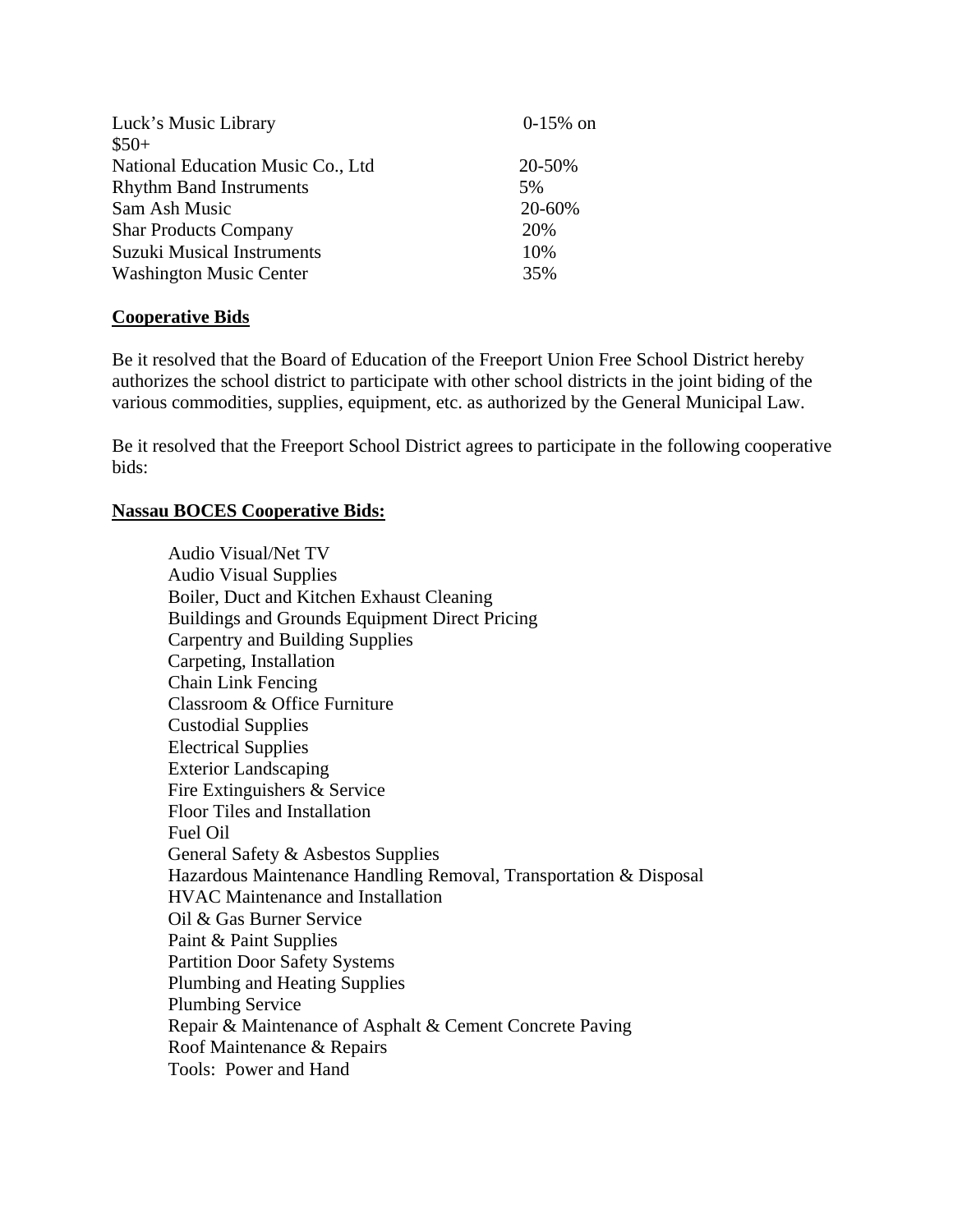| | |
|---|---|
| Luck's Music Library | 0-15% on $50+ |
| National Education Music Co., Ltd | 20-50% |
| Rhythm Band Instruments | 5% |
| Sam Ash Music | 20-60% |
| Shar Products Company | 20% |
| Suzuki Musical Instruments | 10% |
| Washington Music Center | 35% |

**Cooperative Bids**

Be it resolved that the Board of Education of the Freeport Union Free School District hereby authorizes the school district to participate with other school districts in the joint biding of the various commodities, supplies, equipment, etc. as authorized by the General Municipal Law.

Be it resolved that the Freeport School District agrees to participate in the following cooperative bids:

**Nassau BOCES Cooperative Bids:**

Audio Visual/Net TV
Audio Visual Supplies
Boiler, Duct and Kitchen Exhaust Cleaning
Buildings and Grounds Equipment Direct Pricing
Carpentry and Building Supplies
Carpeting, Installation
Chain Link Fencing
Classroom & Office Furniture
Custodial Supplies
Electrical Supplies
Exterior Landscaping
Fire Extinguishers & Service
Floor Tiles and Installation
Fuel Oil
General Safety & Asbestos Supplies
Hazardous Maintenance Handling Removal, Transportation & Disposal
HVAC Maintenance and Installation
Oil & Gas Burner Service
Paint & Paint Supplies
Partition Door Safety Systems
Plumbing and Heating Supplies
Plumbing Service
Repair & Maintenance of Asphalt & Cement Concrete Paving
Roof Maintenance & Repairs
Tools: Power and Hand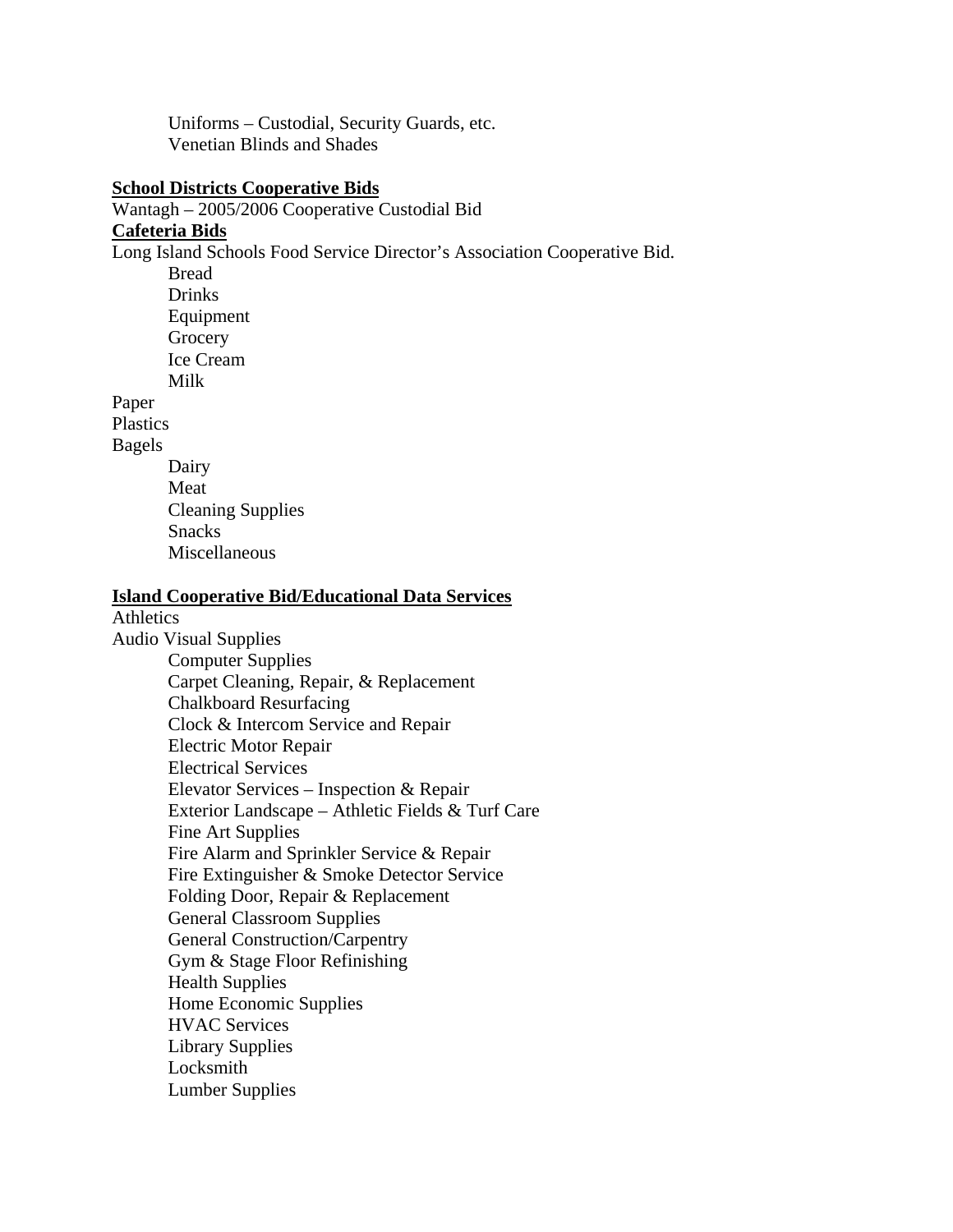Uniforms – Custodial, Security Guards, etc.
Venetian Blinds and Shades

**School Districts Cooperative Bids**

Wantagh – 2005/2006 Cooperative Custodial Bid

**Cafeteria Bids**

Long Island Schools Food Service Director's Association Cooperative Bid.

Bread
Drinks
Equipment
Grocery
Ice Cream
Milk
Paper
Plastics
Bagels
Dairy
Meat
Cleaning Supplies
Snacks
Miscellaneous

**Island Cooperative Bid/Educational Data Services**

Athletics
Audio Visual Supplies
Computer Supplies
Carpet Cleaning, Repair, & Replacement
Chalkboard Resurfacing
Clock & Intercom Service and Repair
Electric Motor Repair
Electrical Services
Elevator Services – Inspection & Repair
Exterior Landscape – Athletic Fields & Turf Care
Fine Art Supplies
Fire Alarm and Sprinkler Service & Repair
Fire Extinguisher & Smoke Detector Service
Folding Door, Repair & Replacement
General Classroom Supplies
General Construction/Carpentry
Gym & Stage Floor Refinishing
Health Supplies
Home Economic Supplies
HVAC Services
Library Supplies
Locksmith
Lumber Supplies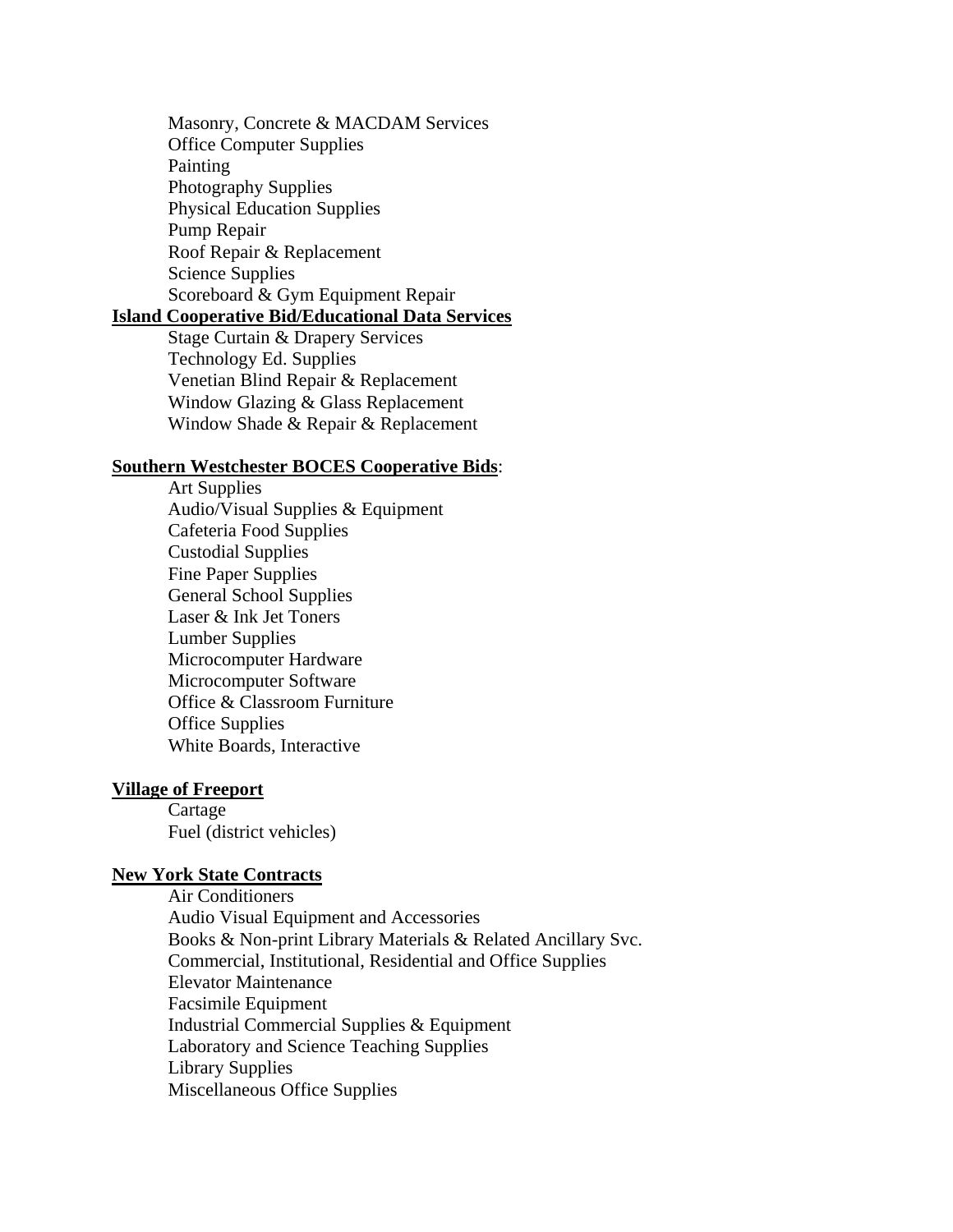- Masonry, Concrete & MACDAM Services
- Office Computer Supplies
- Painting
- Photography Supplies
- Physical Education Supplies
- Pump Repair
- Roof Repair & Replacement
- Science Supplies
- Scoreboard & Gym Equipment Repair

**Island Cooperative Bid/Educational Data Services**

- Stage Curtain & Drapery Services
- Technology Ed. Supplies
- Venetian Blind Repair & Replacement
- Window Glazing & Glass Replacement
- Window Shade & Repair & Replacement

**Southern Westchester BOCES Cooperative Bids**:

- Art Supplies
- Audio/Visual Supplies & Equipment
- Cafeteria Food Supplies
- Custodial Supplies
- Fine Paper Supplies
- General School Supplies
- Laser & Ink Jet Toners
- Lumber Supplies
- Microcomputer Hardware
- Microcomputer Software
- Office & Classroom Furniture
- Office Supplies
- White Boards, Interactive

**Village of Freeport**

- Cartage
- Fuel (district vehicles)

**New York State Contracts**

- Air Conditioners
- Audio Visual Equipment and Accessories
- Books & Non-print Library Materials & Related Ancillary Svc.
- Commercial, Institutional, Residential and Office Supplies
- Elevator Maintenance
- Facsimile Equipment
- Industrial Commercial Supplies & Equipment
- Laboratory and Science Teaching Supplies
- Library Supplies
- Miscellaneous Office Supplies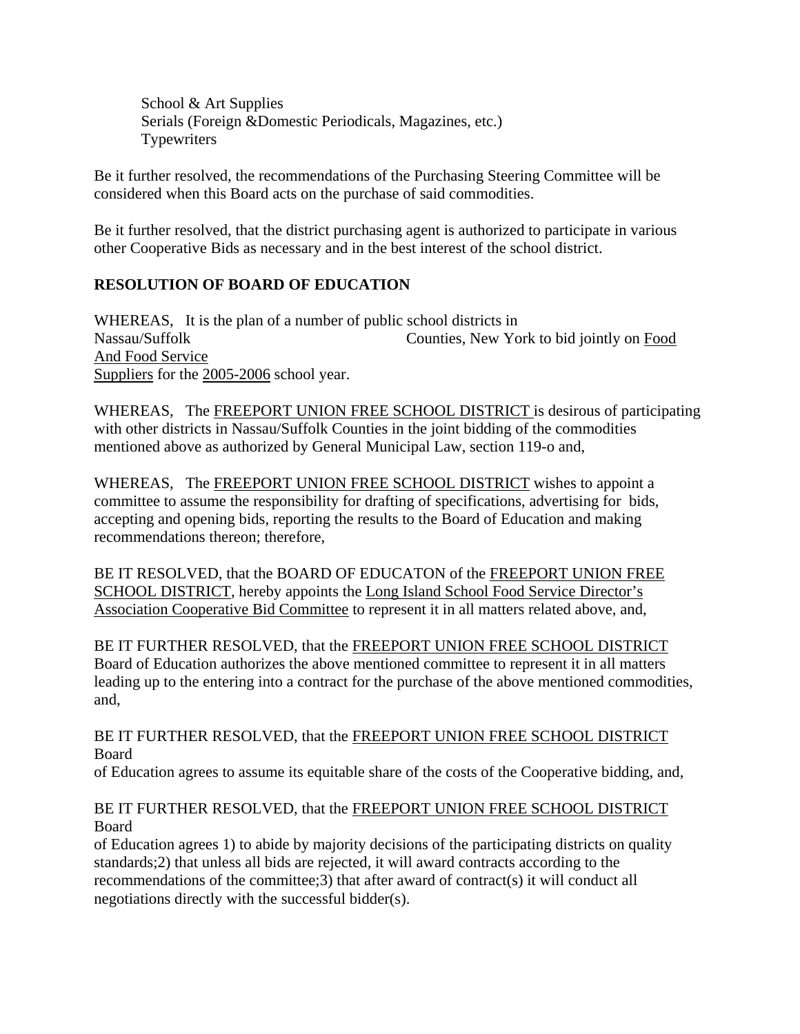School & Art Supplies
Serials (Foreign &Domestic Periodicals, Magazines, etc.)
Typewriters

Be it further resolved, the recommendations of the Purchasing Steering Committee will be considered when this Board acts on the purchase of said commodities.

Be it further resolved, that the district purchasing agent is authorized to participate in various other Cooperative Bids as necessary and in the best interest of the school district.

**RESOLUTION OF BOARD OF EDUCATION**

WHEREAS, It is the plan of a number of public school districts in Nassau/Suffolk Counties, New York to bid jointly on Food And Food Service Suppliers for the 2005-2006 school year.

WHEREAS, The FREEPORT UNION FREE SCHOOL DISTRICT is desirous of participating with other districts in Nassau/Suffolk Counties in the joint bidding of the commodities mentioned above as authorized by General Municipal Law, section 119-o and,

WHEREAS, The FREEPORT UNION FREE SCHOOL DISTRICT wishes to appoint a committee to assume the responsibility for drafting of specifications, advertising for bids, accepting and opening bids, reporting the results to the Board of Education and making recommendations thereon; therefore,

BE IT RESOLVED, that the BOARD OF EDUCATON of the FREEPORT UNION FREE SCHOOL DISTRICT, hereby appoints the Long Island School Food Service Director's Association Cooperative Bid Committee to represent it in all matters related above, and,

BE IT FURTHER RESOLVED, that the FREEPORT UNION FREE SCHOOL DISTRICT Board of Education authorizes the above mentioned committee to represent it in all matters leading up to the entering into a contract for the purchase of the above mentioned commodities, and,

BE IT FURTHER RESOLVED, that the FREEPORT UNION FREE SCHOOL DISTRICT Board of Education agrees to assume its equitable share of the costs of the Cooperative bidding, and,

BE IT FURTHER RESOLVED, that the FREEPORT UNION FREE SCHOOL DISTRICT Board of Education agrees 1) to abide by majority decisions of the participating districts on quality standards;2) that unless all bids are rejected, it will award contracts according to the recommendations of the committee;3) that after award of contract(s) it will conduct all negotiations directly with the successful bidder(s).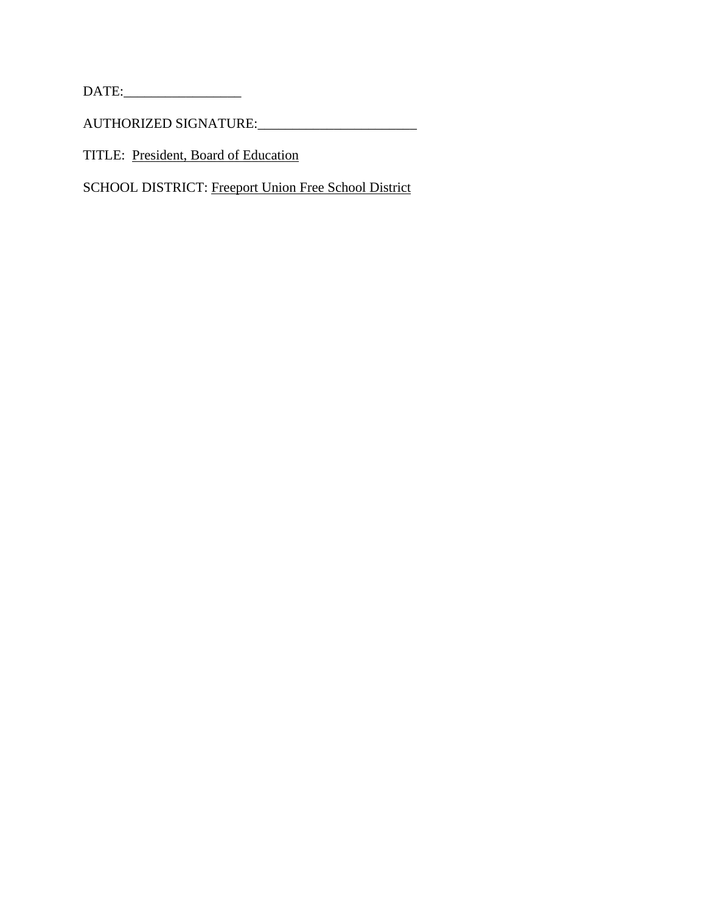DATE:_________________

AUTHORIZED SIGNATURE:_______________________

TITLE: President, Board of Education

SCHOOL DISTRICT: Freeport Union Free School District